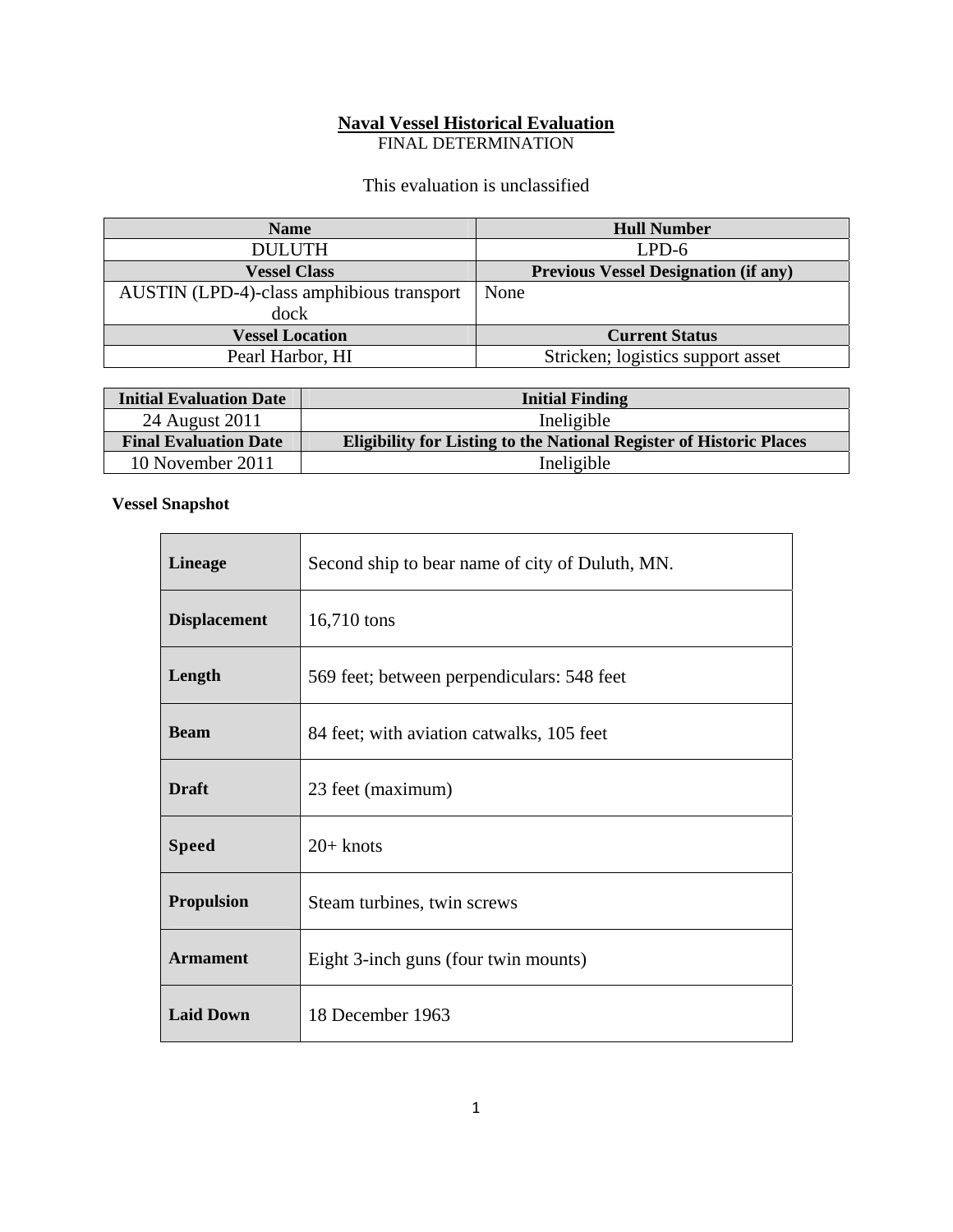# Naval Vessel Historical Evaluation

FINAL DETERMINATION

This evaluation is unclassified

| Name | Hull Number |
|---|---|
| DULUTH | LPD-6 |
| **Vessel Class** | **Previous Vessel Designation (if any)** |
| AUSTIN (LPD-4)-class amphibious transport dock | None |
| **Vessel Location** | **Current Status** |
| Pearl Harbor, HI | Stricken; logistics support asset |

| Initial Evaluation Date | Initial Finding |
|---|---|
| 24 August 2011 | Ineligible |
| **Final Evaluation Date** | **Eligibility for Listing to the National Register of Historic Places** |
| 10 November 2011 | Ineligible |

**Vessel Snapshot**

| | |
|---|---|
| **Lineage** | Second ship to bear name of city of Duluth, MN. |
| **Displacement** | 16,710 tons |
| **Length** | 569 feet; between perpendiculars: 548 feet |
| **Beam** | 84 feet; with aviation catwalks, 105 feet |
| **Draft** | 23 feet (maximum) |
| **Speed** | 20+ knots |
| **Propulsion** | Steam turbines, twin screws |
| **Armament** | Eight 3-inch guns (four twin mounts) |
| **Laid Down** | 18 December 1963 |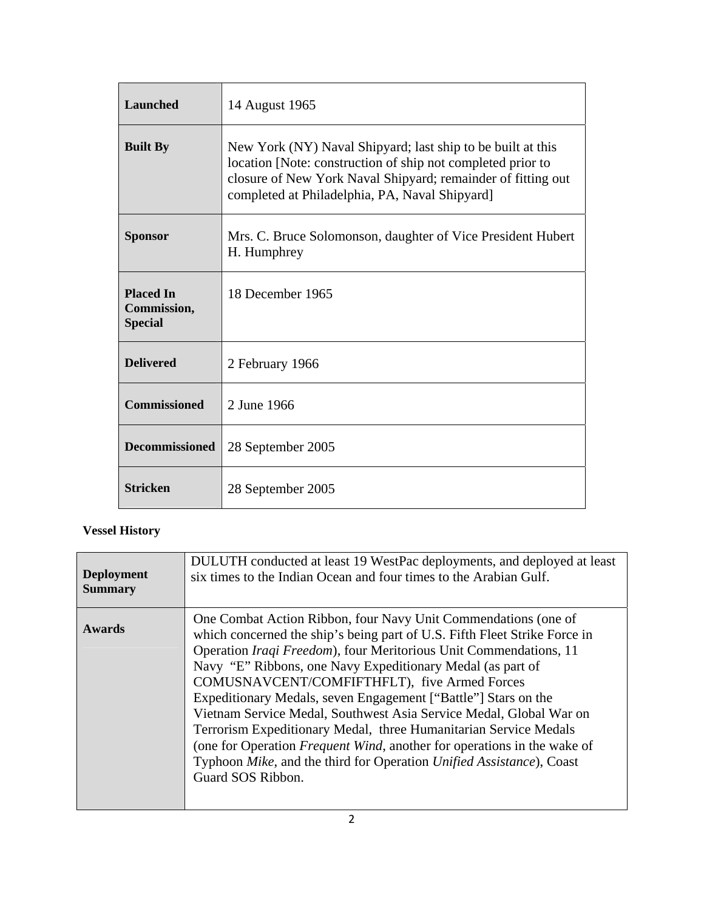| | |
|---|---|
| **Launched** | 14 August 1965 |
| **Built By** | New York (NY) Naval Shipyard; last ship to be built at this location [Note: construction of ship not completed prior to closure of New York Naval Shipyard; remainder of fitting out completed at Philadelphia, PA, Naval Shipyard] |
| **Sponsor** | Mrs. C. Bruce Solomonson, daughter of Vice President Hubert H. Humphrey |
| **Placed In Commission, Special** | 18 December 1965 |
| **Delivered** | 2 February 1966 |
| **Commissioned** | 2 June 1966 |
| **Decommissioned** | 28 September 2005 |
| **Stricken** | 28 September 2005 |

**Vessel History**

| | |
|---|---|
| **Deployment Summary** | DULUTH conducted at least 19 WestPac deployments, and deployed at least six times to the Indian Ocean and four times to the Arabian Gulf. |
| **Awards** | One Combat Action Ribbon, four Navy Unit Commendations (one of which concerned the ship's being part of U.S. Fifth Fleet Strike Force in Operation *Iraqi Freedom*), four Meritorious Unit Commendations, 11 Navy "E" Ribbons, one Navy Expeditionary Medal (as part of COMUSNAVCENT/COMFIFTHFLT), five Armed Forces Expeditionary Medals, seven Engagement ["Battle"] Stars on the Vietnam Service Medal, Southwest Asia Service Medal, Global War on Terrorism Expeditionary Medal, three Humanitarian Service Medals (one for Operation *Frequent Wind*, another for operations in the wake of Typhoon *Mike*, and the third for Operation *Unified Assistance*), Coast Guard SOS Ribbon. |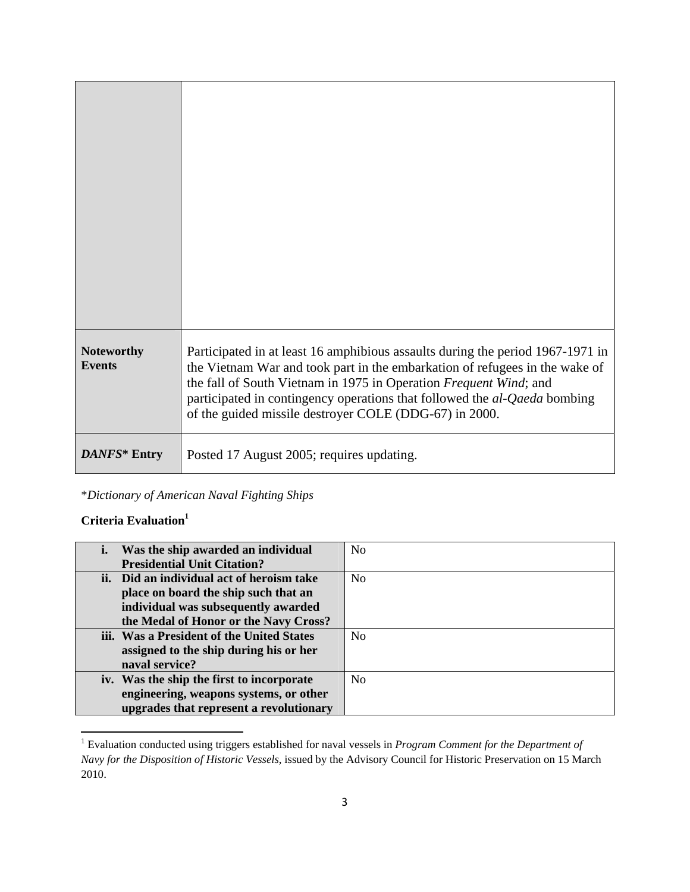| | |
|---|---|
| | |
| **Noteworthy Events** | Participated in at least 16 amphibious assaults during the period 1967-1971 in the Vietnam War and took part in the embarkation of refugees in the wake of the fall of South Vietnam in 1975 in Operation *Frequent Wind*; and participated in contingency operations that followed the *al-Qaeda* bombing of the guided missile destroyer COLE (DDG-67) in 2000. |
| ***DANFS*\* Entry** | Posted 17 August 2005; requires updating. |

\**Dictionary of American Naval Fighting Ships*

**Criteria Evaluation**[1]

| | |
|---|---|
| **i. Was the ship awarded an individual Presidential Unit Citation?** | No |
| **ii. Did an individual act of heroism take place on board the ship such that an individual was subsequently awarded the Medal of Honor or the Navy Cross?** | No |
| **iii. Was a President of the United States assigned to the ship during his or her naval service?** | No |
| **iv. Was the ship the first to incorporate engineering, weapons systems, or other upgrades that represent a revolutionary** | No |

[1] Evaluation conducted using triggers established for naval vessels in *Program Comment for the Department of Navy for the Disposition of Historic Vessels*, issued by the Advisory Council for Historic Preservation on 15 March 2010.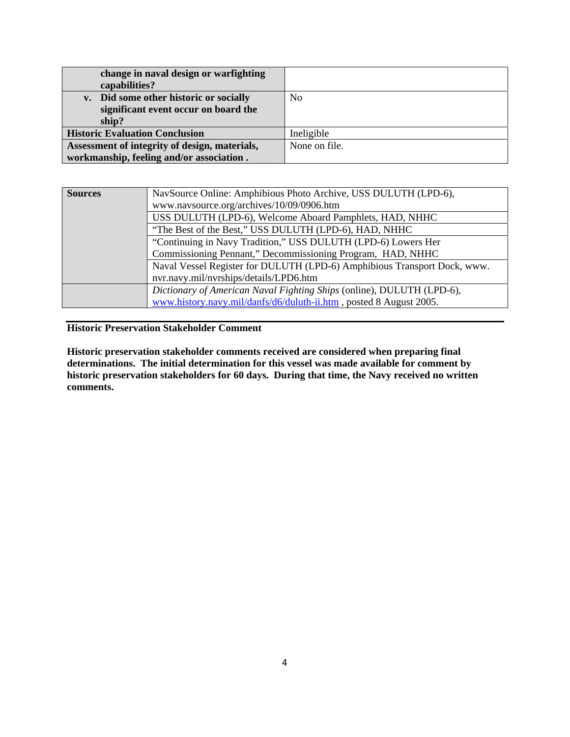| | |
|---|---|
| **change in naval design or warfighting capabilities?** | |
| **v. Did some other historic or socially significant event occur on board the ship?** | No |
| **Historic Evaluation Conclusion** | Ineligible |
| **Assessment of integrity of design, materials, workmanship, feeling and/or association .** | None on file. |

| | |
|---|---|
| **Sources** | NavSource Online: Amphibious Photo Archive, USS DULUTH (LPD-6), www.navsource.org/archives/10/09/0906.htm |
| | USS DULUTH (LPD-6), Welcome Aboard Pamphlets, HAD, NHHC |
| | "The Best of the Best," USS DULUTH (LPD-6), HAD, NHHC |
| | "Continuing in Navy Tradition," USS DULUTH (LPD-6) Lowers Her Commissioning Pennant," Decommissioning Program, HAD, NHHC |
| | Naval Vessel Register for DULUTH (LPD-6) Amphibious Transport Dock, www. nvr.navy.mil/nvrships/details/LPD6.htm |
| | *Dictionary of American Naval Fighting Ships* (online), DULUTH (LPD-6), www.history.navy.mil/danfs/d6/duluth-ii.htm , posted 8 August 2005. |

**Historic Preservation Stakeholder Comment**

**Historic preservation stakeholder comments received are considered when preparing final determinations. The initial determination for this vessel was made available for comment by historic preservation stakeholders for 60 days. During that time, the Navy received no written comments.**